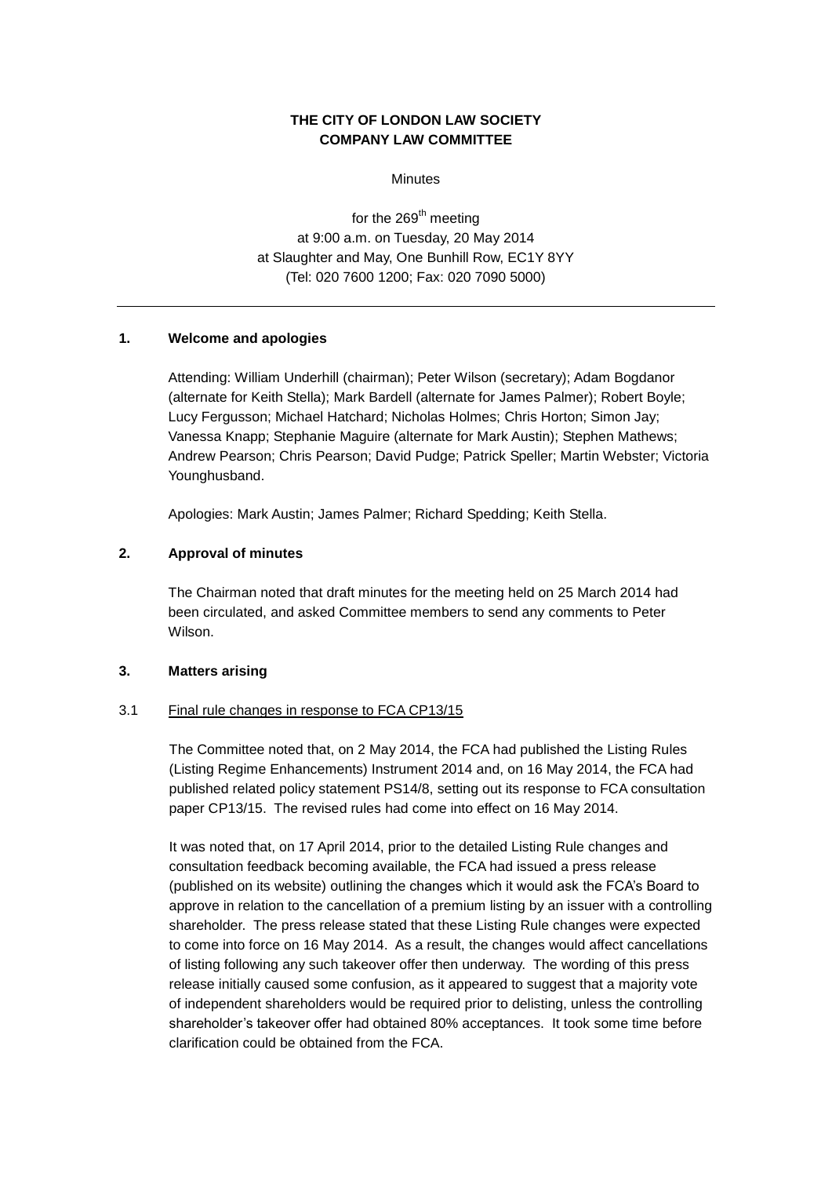**THE CITY OF LONDON LAW SOCIETY**
**COMPANY LAW COMMITTEE**

Minutes

for the 269th meeting
at 9:00 a.m. on Tuesday, 20 May 2014
at Slaughter and May, One Bunhill Row, EC1Y 8YY
(Tel: 020 7600 1200; Fax: 020 7090 5000)

---

## 1. Welcome and apologies

Attending: William Underhill (chairman); Peter Wilson (secretary); Adam Bogdanor (alternate for Keith Stella); Mark Bardell (alternate for James Palmer); Robert Boyle; Lucy Fergusson; Michael Hatchard; Nicholas Holmes; Chris Horton; Simon Jay; Vanessa Knapp; Stephanie Maguire (alternate for Mark Austin); Stephen Mathews; Andrew Pearson; Chris Pearson; David Pudge; Patrick Speller; Martin Webster; Victoria Younghusband.

Apologies: Mark Austin; James Palmer; Richard Spedding; Keith Stella.

## 2. Approval of minutes

The Chairman noted that draft minutes for the meeting held on 25 March 2014 had been circulated, and asked Committee members to send any comments to Peter Wilson.

## 3. Matters arising

### 3.1 Final rule changes in response to FCA CP13/15

The Committee noted that, on 2 May 2014, the FCA had published the Listing Rules (Listing Regime Enhancements) Instrument 2014 and, on 16 May 2014, the FCA had published related policy statement PS14/8, setting out its response to FCA consultation paper CP13/15. The revised rules had come into effect on 16 May 2014.

It was noted that, on 17 April 2014, prior to the detailed Listing Rule changes and consultation feedback becoming available, the FCA had issued a press release (published on its website) outlining the changes which it would ask the FCA's Board to approve in relation to the cancellation of a premium listing by an issuer with a controlling shareholder. The press release stated that these Listing Rule changes were expected to come into force on 16 May 2014. As a result, the changes would affect cancellations of listing following any such takeover offer then underway. The wording of this press release initially caused some confusion, as it appeared to suggest that a majority vote of independent shareholders would be required prior to delisting, unless the controlling shareholder's takeover offer had obtained 80% acceptances. It took some time before clarification could be obtained from the FCA.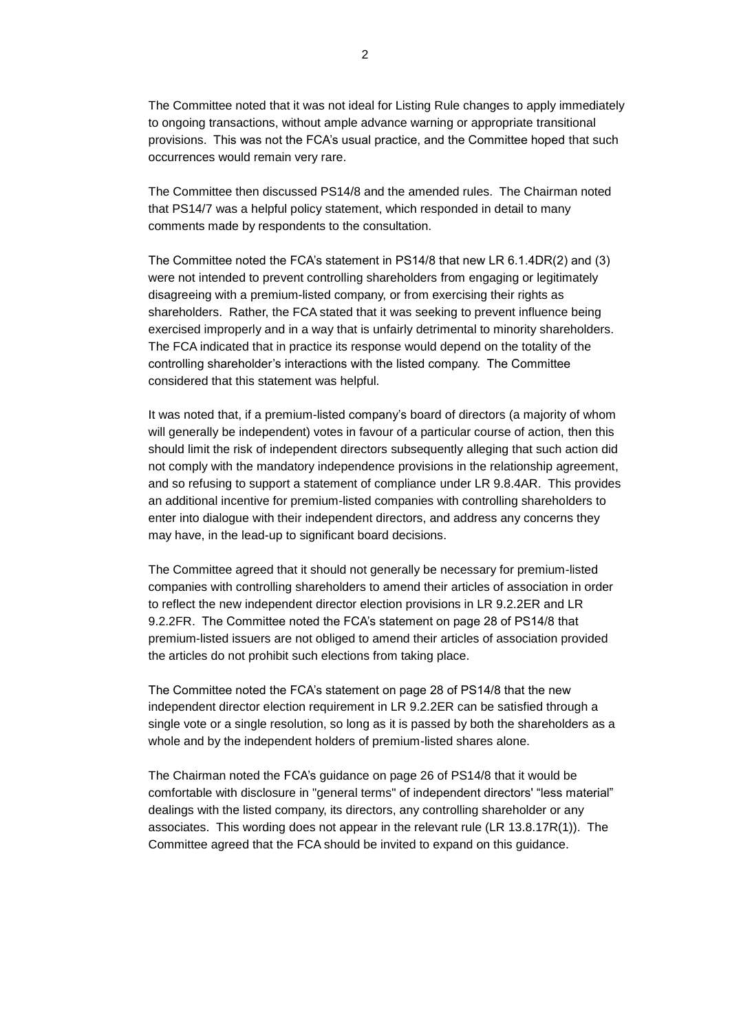The Committee noted that it was not ideal for Listing Rule changes to apply immediately to ongoing transactions, without ample advance warning or appropriate transitional provisions. This was not the FCA's usual practice, and the Committee hoped that such occurrences would remain very rare.

The Committee then discussed PS14/8 and the amended rules. The Chairman noted that PS14/7 was a helpful policy statement, which responded in detail to many comments made by respondents to the consultation.

The Committee noted the FCA's statement in PS14/8 that new LR 6.1.4DR(2) and (3) were not intended to prevent controlling shareholders from engaging or legitimately disagreeing with a premium-listed company, or from exercising their rights as shareholders. Rather, the FCA stated that it was seeking to prevent influence being exercised improperly and in a way that is unfairly detrimental to minority shareholders. The FCA indicated that in practice its response would depend on the totality of the controlling shareholder's interactions with the listed company. The Committee considered that this statement was helpful.

It was noted that, if a premium-listed company's board of directors (a majority of whom will generally be independent) votes in favour of a particular course of action, then this should limit the risk of independent directors subsequently alleging that such action did not comply with the mandatory independence provisions in the relationship agreement, and so refusing to support a statement of compliance under LR 9.8.4AR. This provides an additional incentive for premium-listed companies with controlling shareholders to enter into dialogue with their independent directors, and address any concerns they may have, in the lead-up to significant board decisions.

The Committee agreed that it should not generally be necessary for premium-listed companies with controlling shareholders to amend their articles of association in order to reflect the new independent director election provisions in LR 9.2.2ER and LR 9.2.2FR. The Committee noted the FCA's statement on page 28 of PS14/8 that premium-listed issuers are not obliged to amend their articles of association provided the articles do not prohibit such elections from taking place.

The Committee noted the FCA's statement on page 28 of PS14/8 that the new independent director election requirement in LR 9.2.2ER can be satisfied through a single vote or a single resolution, so long as it is passed by both the shareholders as a whole and by the independent holders of premium-listed shares alone.

The Chairman noted the FCA's guidance on page 26 of PS14/8 that it would be comfortable with disclosure in "general terms" of independent directors' "less material" dealings with the listed company, its directors, any controlling shareholder or any associates. This wording does not appear in the relevant rule (LR 13.8.17R(1)). The Committee agreed that the FCA should be invited to expand on this guidance.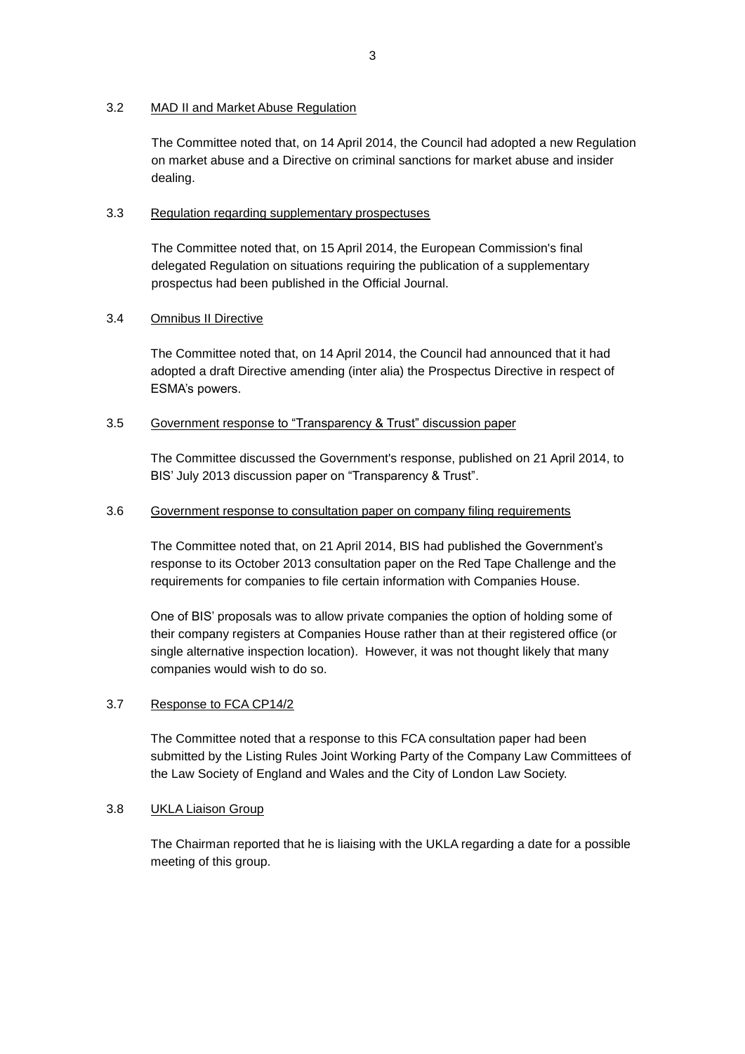3.2 MAD II and Market Abuse Regulation

The Committee noted that, on 14 April 2014, the Council had adopted a new Regulation on market abuse and a Directive on criminal sanctions for market abuse and insider dealing.

3.3 Regulation regarding supplementary prospectuses

The Committee noted that, on 15 April 2014, the European Commission's final delegated Regulation on situations requiring the publication of a supplementary prospectus had been published in the Official Journal.

3.4 Omnibus II Directive

The Committee noted that, on 14 April 2014, the Council had announced that it had adopted a draft Directive amending (inter alia) the Prospectus Directive in respect of ESMA's powers.

3.5 Government response to "Transparency & Trust" discussion paper

The Committee discussed the Government's response, published on 21 April 2014, to BIS' July 2013 discussion paper on "Transparency & Trust".

3.6 Government response to consultation paper on company filing requirements

The Committee noted that, on 21 April 2014, BIS had published the Government's response to its October 2013 consultation paper on the Red Tape Challenge and the requirements for companies to file certain information with Companies House.

One of BIS' proposals was to allow private companies the option of holding some of their company registers at Companies House rather than at their registered office (or single alternative inspection location). However, it was not thought likely that many companies would wish to do so.

3.7 Response to FCA CP14/2

The Committee noted that a response to this FCA consultation paper had been submitted by the Listing Rules Joint Working Party of the Company Law Committees of the Law Society of England and Wales and the City of London Law Society.

3.8 UKLA Liaison Group

The Chairman reported that he is liaising with the UKLA regarding a date for a possible meeting of this group.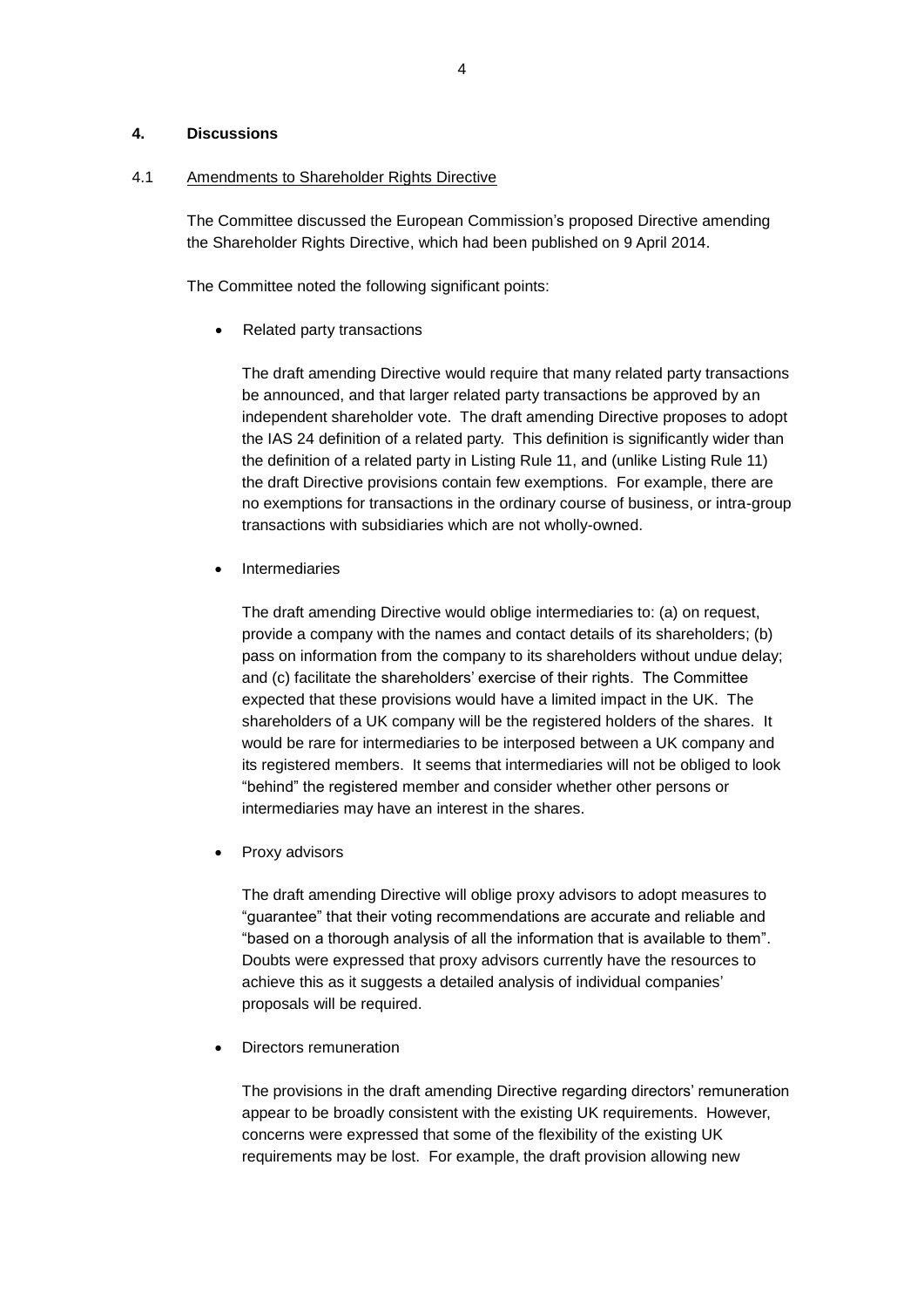## 4. Discussions

### 4.1 Amendments to Shareholder Rights Directive

The Committee discussed the European Commission's proposed Directive amending the Shareholder Rights Directive, which had been published on 9 April 2014.

The Committee noted the following significant points:

- Related party transactions

  The draft amending Directive would require that many related party transactions be announced, and that larger related party transactions be approved by an independent shareholder vote. The draft amending Directive proposes to adopt the IAS 24 definition of a related party. This definition is significantly wider than the definition of a related party in Listing Rule 11, and (unlike Listing Rule 11) the draft Directive provisions contain few exemptions. For example, there are no exemptions for transactions in the ordinary course of business, or intra-group transactions with subsidiaries which are not wholly-owned.

- Intermediaries

  The draft amending Directive would oblige intermediaries to: (a) on request, provide a company with the names and contact details of its shareholders; (b) pass on information from the company to its shareholders without undue delay; and (c) facilitate the shareholders' exercise of their rights. The Committee expected that these provisions would have a limited impact in the UK. The shareholders of a UK company will be the registered holders of the shares. It would be rare for intermediaries to be interposed between a UK company and its registered members. It seems that intermediaries will not be obliged to look "behind" the registered member and consider whether other persons or intermediaries may have an interest in the shares.

- Proxy advisors

  The draft amending Directive will oblige proxy advisors to adopt measures to "guarantee" that their voting recommendations are accurate and reliable and "based on a thorough analysis of all the information that is available to them". Doubts were expressed that proxy advisors currently have the resources to achieve this as it suggests a detailed analysis of individual companies' proposals will be required.

- Directors remuneration

  The provisions in the draft amending Directive regarding directors' remuneration appear to be broadly consistent with the existing UK requirements. However, concerns were expressed that some of the flexibility of the existing UK requirements may be lost. For example, the draft provision allowing new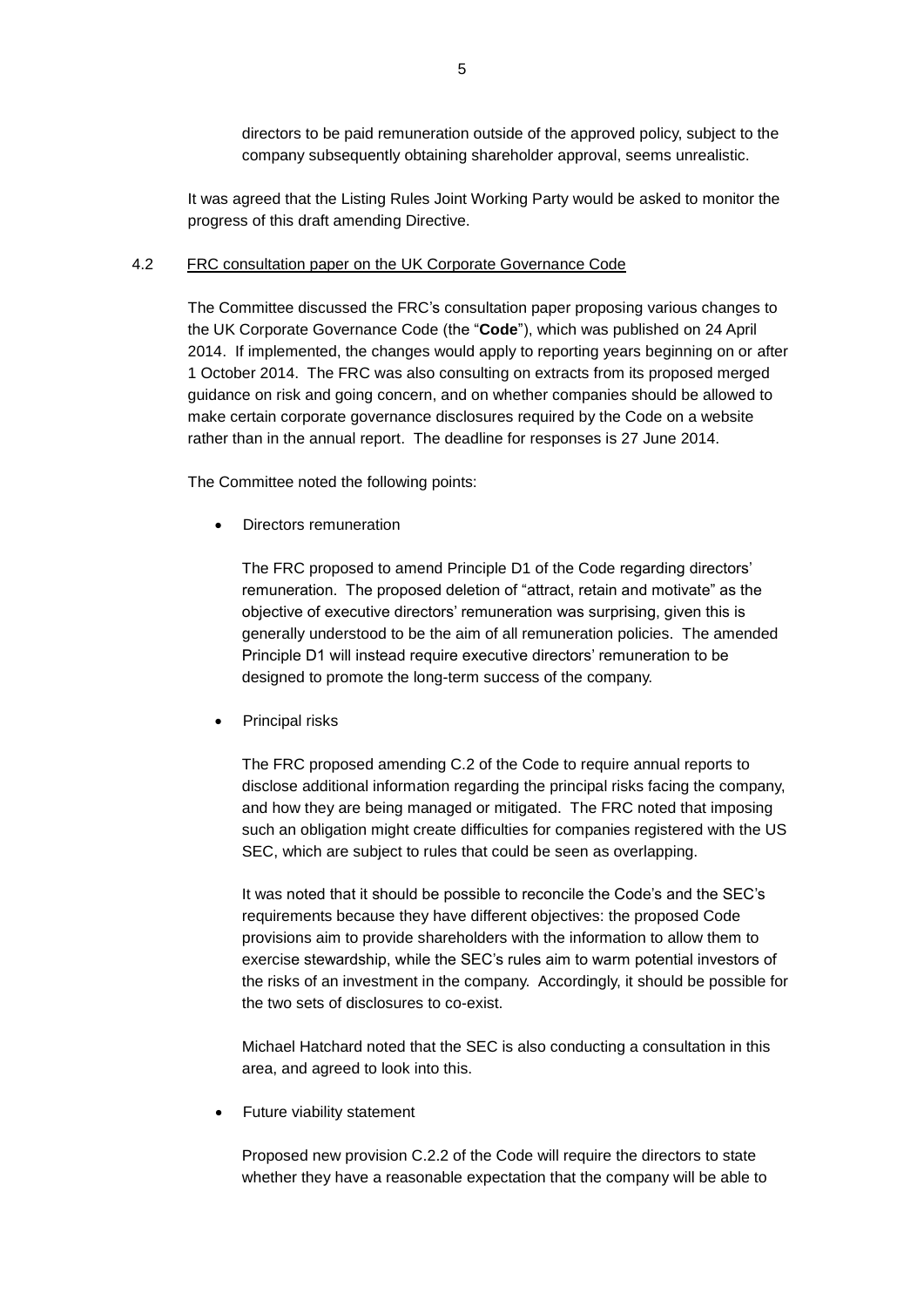directors to be paid remuneration outside of the approved policy, subject to the company subsequently obtaining shareholder approval, seems unrealistic.

It was agreed that the Listing Rules Joint Working Party would be asked to monitor the progress of this draft amending Directive.

4.2 FRC consultation paper on the UK Corporate Governance Code

The Committee discussed the FRC's consultation paper proposing various changes to the UK Corporate Governance Code (the "**Code**"), which was published on 24 April 2014. If implemented, the changes would apply to reporting years beginning on or after 1 October 2014. The FRC was also consulting on extracts from its proposed merged guidance on risk and going concern, and on whether companies should be allowed to make certain corporate governance disclosures required by the Code on a website rather than in the annual report. The deadline for responses is 27 June 2014.

The Committee noted the following points:

- Directors remuneration

  The FRC proposed to amend Principle D1 of the Code regarding directors' remuneration. The proposed deletion of "attract, retain and motivate" as the objective of executive directors' remuneration was surprising, given this is generally understood to be the aim of all remuneration policies. The amended Principle D1 will instead require executive directors' remuneration to be designed to promote the long-term success of the company.

- Principal risks

  The FRC proposed amending C.2 of the Code to require annual reports to disclose additional information regarding the principal risks facing the company, and how they are being managed or mitigated. The FRC noted that imposing such an obligation might create difficulties for companies registered with the US SEC, which are subject to rules that could be seen as overlapping.

  It was noted that it should be possible to reconcile the Code's and the SEC's requirements because they have different objectives: the proposed Code provisions aim to provide shareholders with the information to allow them to exercise stewardship, while the SEC's rules aim to warm potential investors of the risks of an investment in the company. Accordingly, it should be possible for the two sets of disclosures to co-exist.

  Michael Hatchard noted that the SEC is also conducting a consultation in this area, and agreed to look into this.

- Future viability statement

  Proposed new provision C.2.2 of the Code will require the directors to state whether they have a reasonable expectation that the company will be able to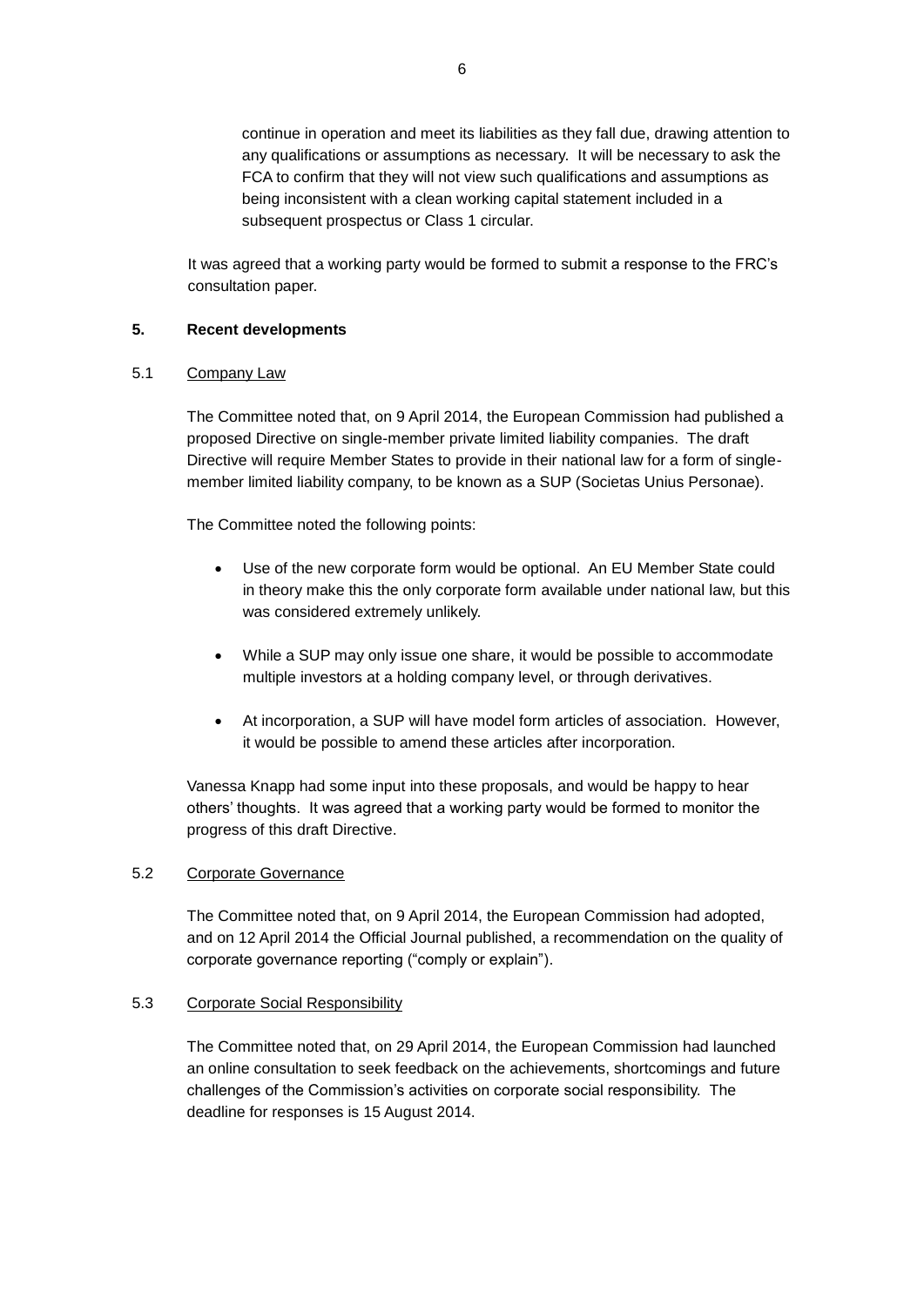continue in operation and meet its liabilities as they fall due, drawing attention to any qualifications or assumptions as necessary. It will be necessary to ask the FCA to confirm that they will not view such qualifications and assumptions as being inconsistent with a clean working capital statement included in a subsequent prospectus or Class 1 circular.

It was agreed that a working party would be formed to submit a response to the FRC's consultation paper.

## 5. Recent developments

### 5.1 Company Law

The Committee noted that, on 9 April 2014, the European Commission had published a proposed Directive on single-member private limited liability companies. The draft Directive will require Member States to provide in their national law for a form of single-member limited liability company, to be known as a SUP (Societas Unius Personae).

The Committee noted the following points:

- Use of the new corporate form would be optional. An EU Member State could in theory make this the only corporate form available under national law, but this was considered extremely unlikely.
- While a SUP may only issue one share, it would be possible to accommodate multiple investors at a holding company level, or through derivatives.
- At incorporation, a SUP will have model form articles of association. However, it would be possible to amend these articles after incorporation.

Vanessa Knapp had some input into these proposals, and would be happy to hear others' thoughts. It was agreed that a working party would be formed to monitor the progress of this draft Directive.

### 5.2 Corporate Governance

The Committee noted that, on 9 April 2014, the European Commission had adopted, and on 12 April 2014 the Official Journal published, a recommendation on the quality of corporate governance reporting ("comply or explain").

### 5.3 Corporate Social Responsibility

The Committee noted that, on 29 April 2014, the European Commission had launched an online consultation to seek feedback on the achievements, shortcomings and future challenges of the Commission's activities on corporate social responsibility. The deadline for responses is 15 August 2014.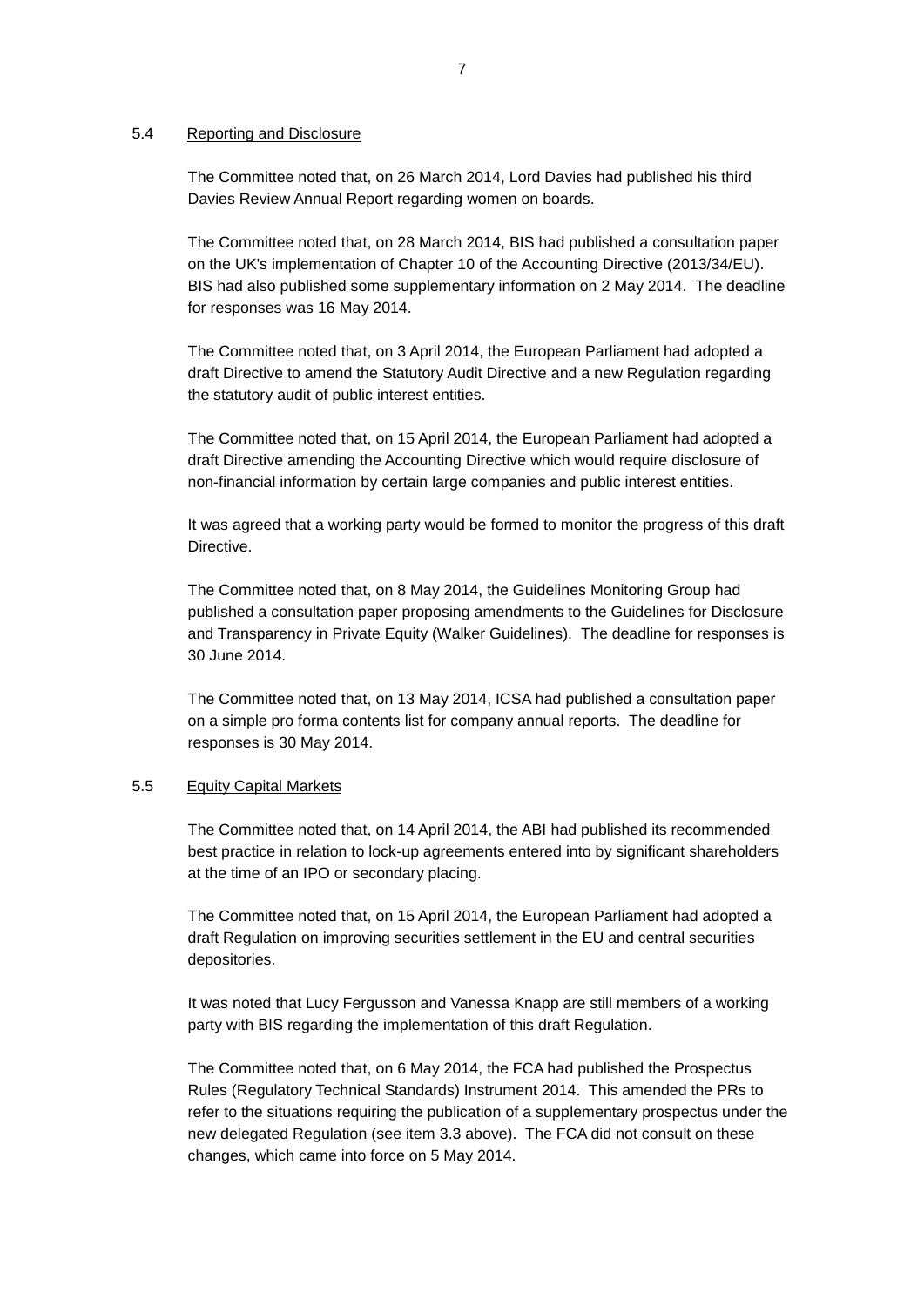## 5.4 Reporting and Disclosure

The Committee noted that, on 26 March 2014, Lord Davies had published his third Davies Review Annual Report regarding women on boards.

The Committee noted that, on 28 March 2014, BIS had published a consultation paper on the UK's implementation of Chapter 10 of the Accounting Directive (2013/34/EU). BIS had also published some supplementary information on 2 May 2014. The deadline for responses was 16 May 2014.

The Committee noted that, on 3 April 2014, the European Parliament had adopted a draft Directive to amend the Statutory Audit Directive and a new Regulation regarding the statutory audit of public interest entities.

The Committee noted that, on 15 April 2014, the European Parliament had adopted a draft Directive amending the Accounting Directive which would require disclosure of non-financial information by certain large companies and public interest entities.

It was agreed that a working party would be formed to monitor the progress of this draft Directive.

The Committee noted that, on 8 May 2014, the Guidelines Monitoring Group had published a consultation paper proposing amendments to the Guidelines for Disclosure and Transparency in Private Equity (Walker Guidelines). The deadline for responses is 30 June 2014.

The Committee noted that, on 13 May 2014, ICSA had published a consultation paper on a simple pro forma contents list for company annual reports. The deadline for responses is 30 May 2014.

## 5.5 Equity Capital Markets

The Committee noted that, on 14 April 2014, the ABI had published its recommended best practice in relation to lock-up agreements entered into by significant shareholders at the time of an IPO or secondary placing.

The Committee noted that, on 15 April 2014, the European Parliament had adopted a draft Regulation on improving securities settlement in the EU and central securities depositories.

It was noted that Lucy Fergusson and Vanessa Knapp are still members of a working party with BIS regarding the implementation of this draft Regulation.

The Committee noted that, on 6 May 2014, the FCA had published the Prospectus Rules (Regulatory Technical Standards) Instrument 2014. This amended the PRs to refer to the situations requiring the publication of a supplementary prospectus under the new delegated Regulation (see item 3.3 above). The FCA did not consult on these changes, which came into force on 5 May 2014.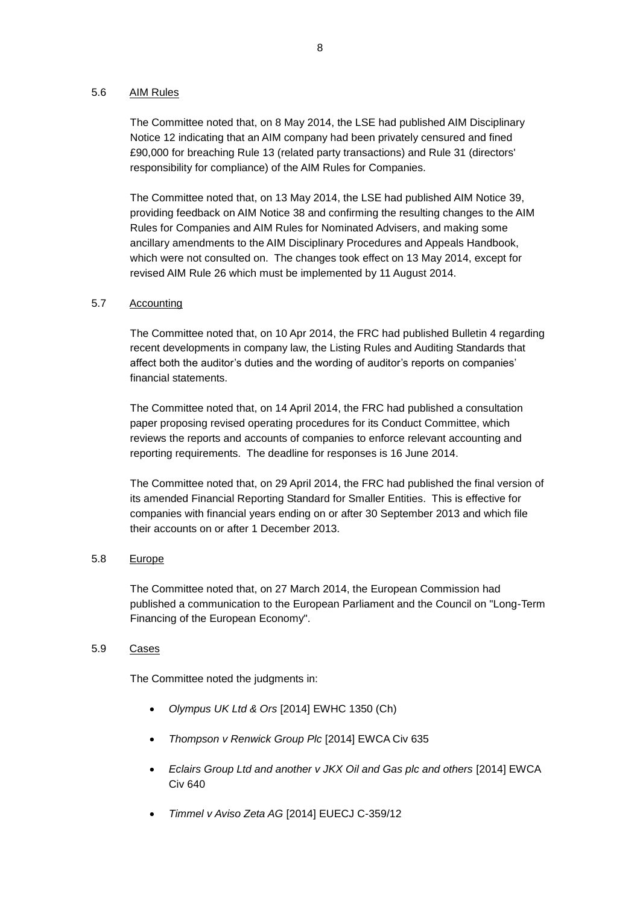5.6 AIM Rules

The Committee noted that, on 8 May 2014, the LSE had published AIM Disciplinary Notice 12 indicating that an AIM company had been privately censured and fined £90,000 for breaching Rule 13 (related party transactions) and Rule 31 (directors' responsibility for compliance) of the AIM Rules for Companies.

The Committee noted that, on 13 May 2014, the LSE had published AIM Notice 39, providing feedback on AIM Notice 38 and confirming the resulting changes to the AIM Rules for Companies and AIM Rules for Nominated Advisers, and making some ancillary amendments to the AIM Disciplinary Procedures and Appeals Handbook, which were not consulted on. The changes took effect on 13 May 2014, except for revised AIM Rule 26 which must be implemented by 11 August 2014.

5.7 Accounting

The Committee noted that, on 10 Apr 2014, the FRC had published Bulletin 4 regarding recent developments in company law, the Listing Rules and Auditing Standards that affect both the auditor's duties and the wording of auditor's reports on companies' financial statements.

The Committee noted that, on 14 April 2014, the FRC had published a consultation paper proposing revised operating procedures for its Conduct Committee, which reviews the reports and accounts of companies to enforce relevant accounting and reporting requirements. The deadline for responses is 16 June 2014.

The Committee noted that, on 29 April 2014, the FRC had published the final version of its amended Financial Reporting Standard for Smaller Entities. This is effective for companies with financial years ending on or after 30 September 2013 and which file their accounts on or after 1 December 2013.

5.8 Europe

The Committee noted that, on 27 March 2014, the European Commission had published a communication to the European Parliament and the Council on "Long-Term Financing of the European Economy".

5.9 Cases

The Committee noted the judgments in:

- *Olympus UK Ltd & Ors* [2014] EWHC 1350 (Ch)
- *Thompson v Renwick Group Plc* [2014] EWCA Civ 635
- *Eclairs Group Ltd and another v JKX Oil and Gas plc and others* [2014] EWCA Civ 640
- *Timmel v Aviso Zeta AG* [2014] EUECJ C-359/12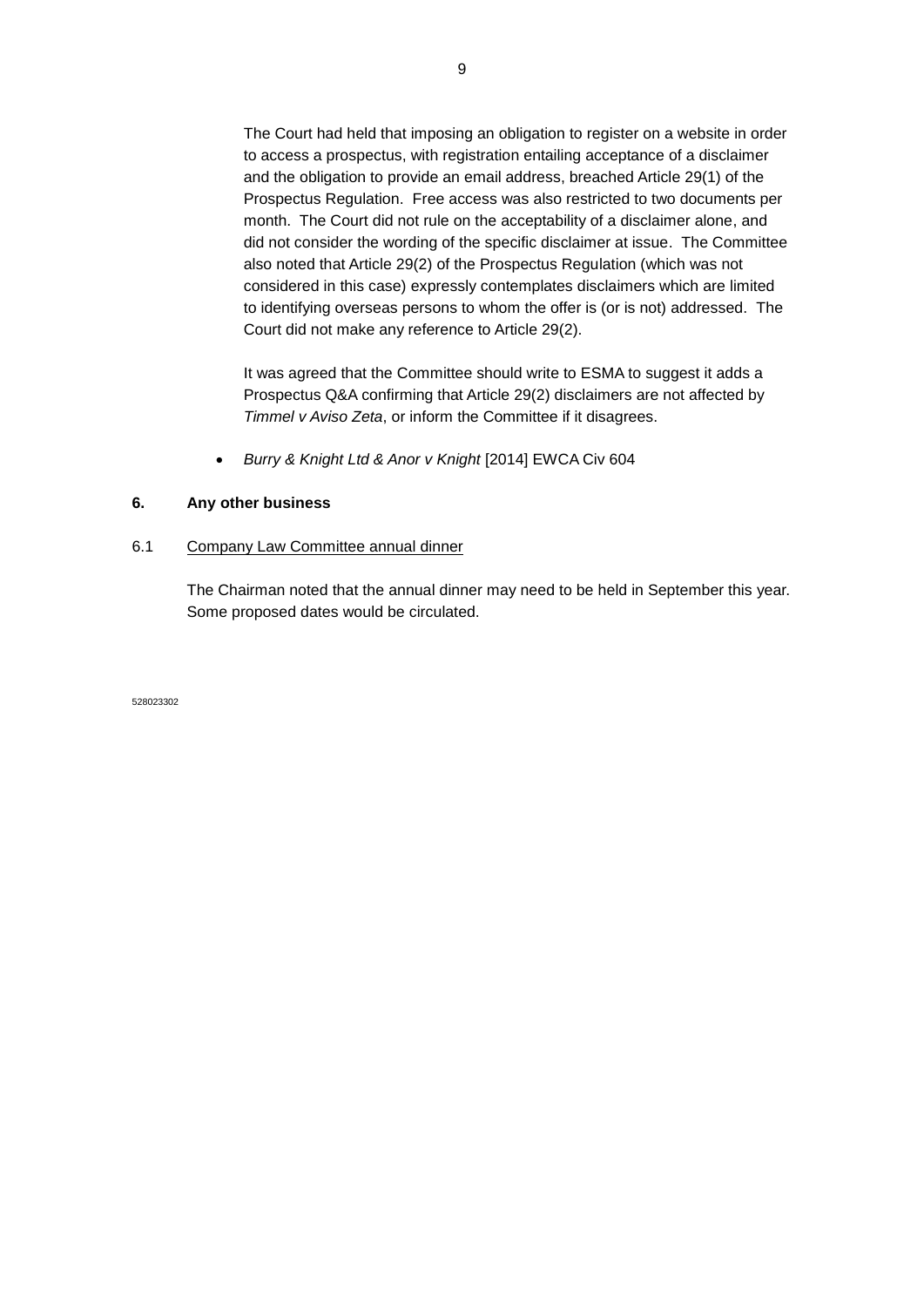The Court had held that imposing an obligation to register on a website in order to access a prospectus, with registration entailing acceptance of a disclaimer and the obligation to provide an email address, breached Article 29(1) of the Prospectus Regulation. Free access was also restricted to two documents per month. The Court did not rule on the acceptability of a disclaimer alone, and did not consider the wording of the specific disclaimer at issue. The Committee also noted that Article 29(2) of the Prospectus Regulation (which was not considered in this case) expressly contemplates disclaimers which are limited to identifying overseas persons to whom the offer is (or is not) addressed. The Court did not make any reference to Article 29(2).

It was agreed that the Committee should write to ESMA to suggest it adds a Prospectus Q&A confirming that Article 29(2) disclaimers are not affected by *Timmel v Aviso Zeta*, or inform the Committee if it disagrees.

- *Burry & Knight Ltd & Anor v Knight* [2014] EWCA Civ 604

## 6. Any other business

### 6.1 Company Law Committee annual dinner

The Chairman noted that the annual dinner may need to be held in September this year. Some proposed dates would be circulated.

528023302